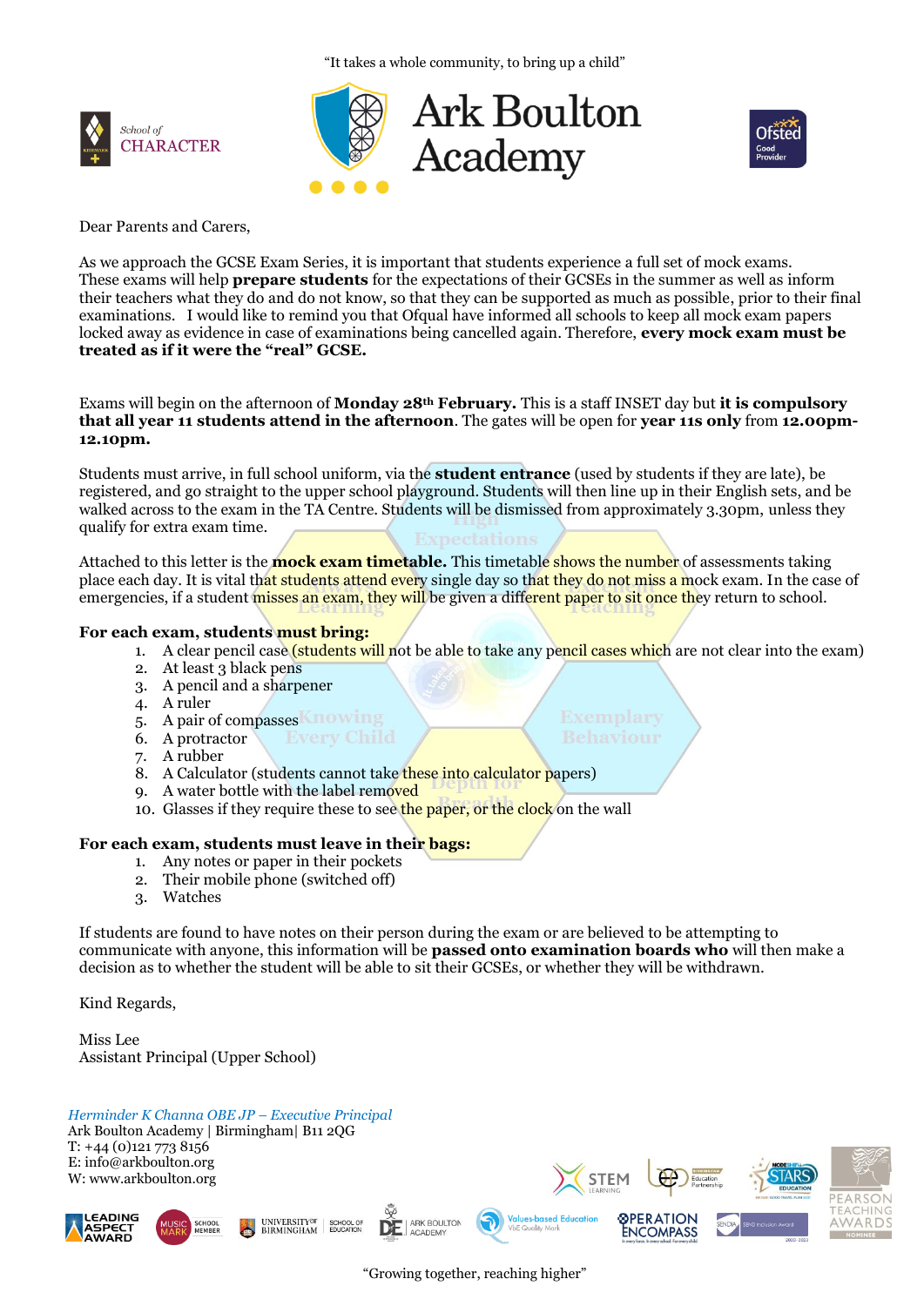"It takes a whole community, to bring up a child"

School of CHARACTER

# Ark Boulton Academy

Ofsted Good Provider

Dear Parents and Carers,

As we approach the GCSE Exam Series, it is important that students experience a full set of mock exams. These exams will help **prepare students** for the expectations of their GCSEs in the summer as well as inform their teachers what they do and do not know, so that they can be supported as much as possible, prior to their final examinations. I would like to remind you that Ofqual have informed all schools to keep all mock exam papers locked away as evidence in case of examinations being cancelled again. Therefore, **every mock exam must be treated as if it were the "real" GCSE.**

Exams will begin on the afternoon of **Monday 28th February.** This is a staff INSET day but **it is compulsory that all year 11 students attend in the afternoon**. The gates will be open for **year 11s only** from **12.00pm-12.10pm.**

Students must arrive, in full school uniform, via the **student entrance** (used by students if they are late), be registered, and go straight to the upper school playground. Students will then line up in their English sets, and be walked across to the exam in the TA Centre. Students will be dismissed from approximately 3.30pm, unless they qualify for extra exam time.

Attached to this letter is the **mock exam timetable.** This timetable shows the number of assessments taking place each day. It is vital that students attend every single day so that they do not miss a mock exam. In the case of emergencies, if a student misses an exam, they will be given a different paper to sit once they return to school.

**For each exam, students must bring:**

1. A clear pencil case (students will not be able to take any pencil cases which are not clear into the exam)
2. At least 3 black pens
3. A pencil and a sharpener
4. A ruler
5. A pair of compasses
6. A protractor
7. A rubber
8. A Calculator (students cannot take these into calculator papers)
9. A water bottle with the label removed
10. Glasses if they require these to see the paper, or the clock on the wall

**For each exam, students must leave in their bags:**

1. Any notes or paper in their pockets
2. Their mobile phone (switched off)
3. Watches

If students are found to have notes on their person during the exam or are believed to be attempting to communicate with anyone, this information will be **passed onto examination boards who** will then make a decision as to whether the student will be able to sit their GCSEs, or whether they will be withdrawn.

Kind Regards,

Miss Lee
Assistant Principal (Upper School)

*Herminder K Channa OBE JP – Executive Principal*
Ark Boulton Academy | Birmingham| B11 2QG
T: +44 (0)121 773 8156
E: info@arkboulton.org
W: www.arkboulton.org

"Growing together, reaching higher"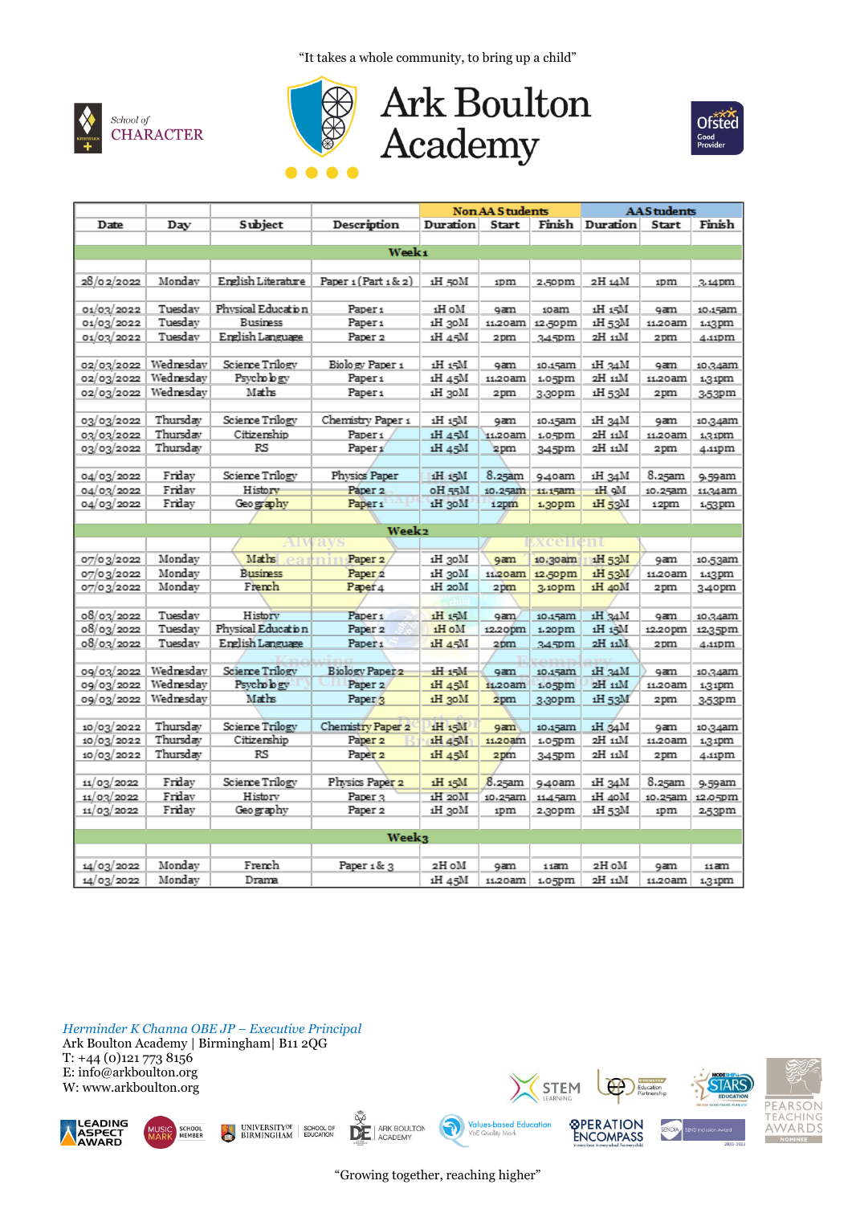"It takes a whole community, to bring up a child"

School of CHARACTER

# Ark Boulton Academy

Ofsted Good Provider

| Date | Day | Subject | Description | Non AA Students | | | AA Students | | |
|---|---|---|---|---|---|---|---|---|---|
| | | | | Duration | Start | Finish | Duration | Start | Finish |
| **Week 1** | | | | | | | | | |
| 28/02/2022 | Monday | English Literature | Paper 1 (Part 1 & 2) | 1H 50M | 1pm | 2.50pm | 2H 14M | 1pm | 3.14pm |
| 01/03/2022 | Tuesday | Physical Education | Paper 1 | 1H 0M | 9am | 10am | 1H 15M | 9am | 10.15am |
| 01/03/2022 | Tuesday | Business | Paper 1 | 1H 30M | 11.20am | 12.50pm | 1H 53M | 11.20am | 1.13pm |
| 01/03/2022 | Tuesday | English Language | Paper 2 | 1H 45M | 2pm | 3.45pm | 2H 11M | 2pm | 4.11pm |
| 02/03/2022 | Wednesday | Science Trilogy | Biology Paper 1 | 1H 15M | 9am | 10.15am | 1H 34M | 9am | 10.34am |
| 02/03/2022 | Wednesday | Psychology | Paper 1 | 1H 45M | 11.20am | 1.05pm | 2H 11M | 11.20am | 1.31pm |
| 02/03/2022 | Wednesday | Maths | Paper 1 | 1H 30M | 2pm | 3.30pm | 1H 53M | 2pm | 3.53pm |
| 03/03/2022 | Thursday | Science Trilogy | Chemistry Paper 1 | 1H 15M | 9am | 10.15am | 1H 34M | 9am | 10.34am |
| 03/03/2022 | Thursday | Citizenship | Paper 1 | 1H 45M | 11.20am | 1.05pm | 2H 11M | 11.20am | 1.31pm |
| 03/03/2022 | Thursday | RS | Paper 1 | 1H 45M | 2pm | 3.45pm | 2H 11M | 2pm | 4.11pm |
| 04/03/2022 | Friday | Science Trilogy | Physics Paper | 1H 15M | 8.25am | 9.40am | 1H 34M | 8.25am | 9.59am |
| 04/03/2022 | Friday | History | Paper 2 | 0H 55M | 10.25am | 11.15am | 1H 9M | 10.25am | 11.34am |
| 04/03/2022 | Friday | Geography | Paper 1 | 1H 30M | 12pm | 1.30pm | 1H 53M | 12pm | 1.53pm |
| **Week 2** | | | | | | | | | |
| 07/03/2022 | Monday | Maths | Paper 2 | 1H 30M | 9am | 10.30am | 1H 53M | 9am | 10.53am |
| 07/03/2022 | Monday | Business | Paper 2 | 1H 30M | 11.20am | 12.50pm | 1H 53M | 11.20am | 1.13pm |
| 07/03/2022 | Monday | French | Paper 4 | 1H 20M | 2pm | 3.10pm | 1H 40M | 2pm | 3.40pm |
| 08/03/2022 | Tuesday | History | Paper 1 | 1H 15M | 9am | 10.15am | 1H 34M | 9am | 10.34am |
| 08/03/2022 | Tuesday | Physical Education | Paper 2 | 1H 0M | 12.20pm | 1.20pm | 1H 15M | 12.20pm | 12.35pm |
| 08/03/2022 | Tuesday | English Language | Paper 1 | 1H 45M | 2pm | 3.45pm | 2H 11M | 2pm | 4.11pm |
| 09/03/2022 | Wednesday | Science Trilogy | Biology Paper 2 | 1H 15M | 9am | 10.15am | 1H 34M | 9am | 10.34am |
| 09/03/2022 | Wednesday | Psychology | Paper 2 | 1H 45M | 11.20am | 1.05pm | 2H 11M | 11.20am | 1.31pm |
| 09/03/2022 | Wednesday | Maths | Paper 3 | 1H 30M | 2pm | 3.30pm | 1H 53M | 2pm | 3.53pm |
| 10/03/2022 | Thursday | Science Trilogy | Chemistry Paper 2 | 1H 15M | 9am | 10.15am | 1H 34M | 9am | 10.34am |
| 10/03/2022 | Thursday | Citizenship | Paper 2 | 1H 45M | 11.20am | 1.05pm | 2H 11M | 11.20am | 1.31pm |
| 10/03/2022 | Thursday | RS | Paper 2 | 1H 45M | 2pm | 3.45pm | 2H 11M | 2pm | 4.11pm |
| 11/03/2022 | Friday | Science Trilogy | Physics Paper 2 | 1H 15M | 8.25am | 9.40am | 1H 34M | 8.25am | 9.59am |
| 11/03/2022 | Friday | History | Paper 3 | 1H 20M | 10.25am | 11.45am | 1H 40M | 10.25am | 12.05pm |
| 11/03/2022 | Friday | Geography | Paper 2 | 1H 30M | 1pm | 2.30pm | 1H 53M | 1pm | 2.53pm |
| **Week 3** | | | | | | | | | |
| 14/03/2022 | Monday | French | Paper 1 & 3 | 2H 0M | 9am | 11am | 2H 0M | 9am | 11am |
| 14/03/2022 | Monday | Drama | | 1H 45M | 11.20am | 1.05pm | 2H 11M | 11.20am | 1.31pm |

*Herminder K Channa OBE JP – Executive Principal*
Ark Boulton Academy | Birmingham| B11 2QG
T: +44 (0)121 773 8156
E: info@arkboulton.org
W: www.arkboulton.org

"Growing together, reaching higher"